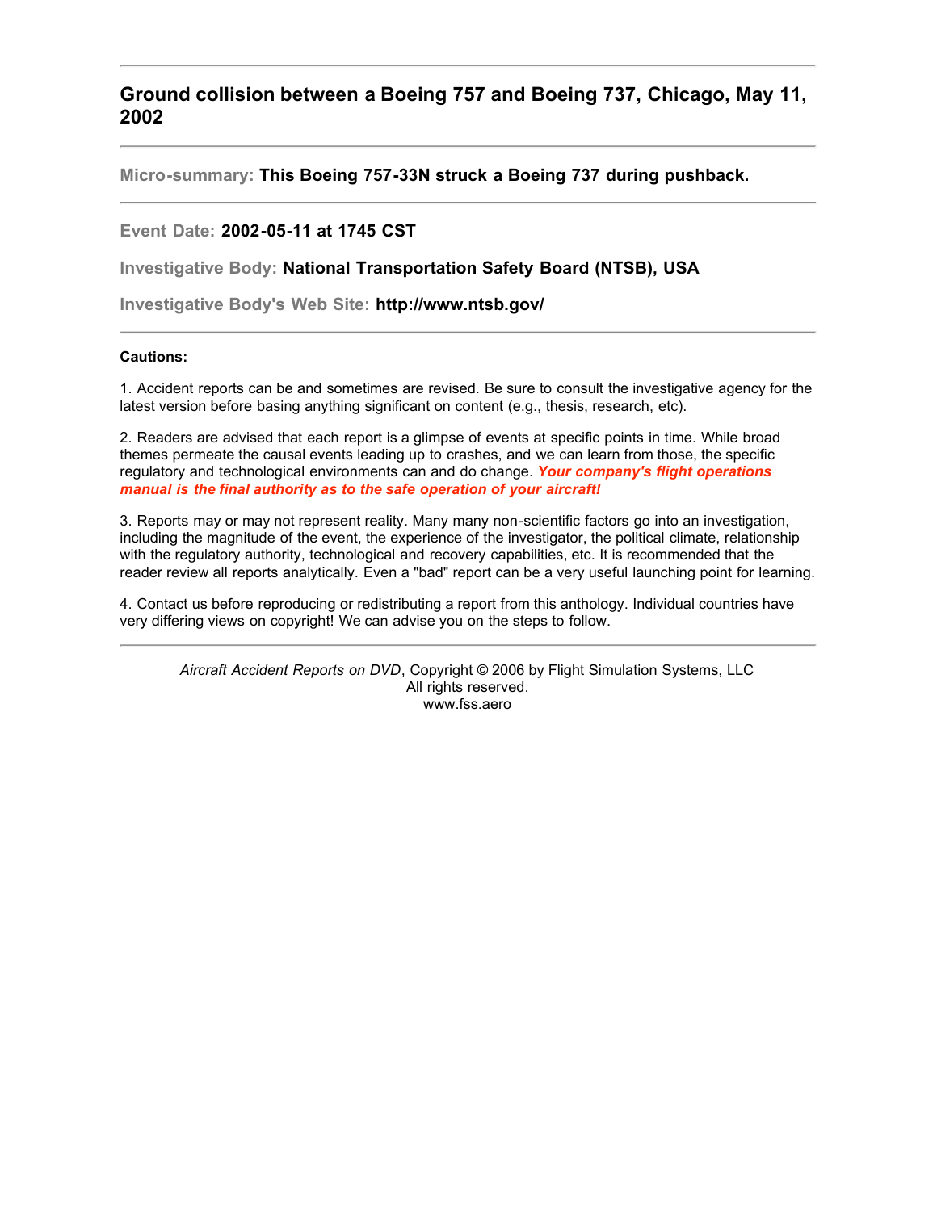# Ground collision between a Boeing 757 and Boeing 737, Chicago, May 11, 2002

---

**Micro-summary:** **This Boeing 757-33N struck a Boeing 737 during pushback.**

---

**Event Date:** **2002-05-11 at 1745 CST**

**Investigative Body:** **National Transportation Safety Board (NTSB), USA**

**Investigative Body's Web Site:** **http://www.ntsb.gov/**

---

**Cautions:**

1. Accident reports can be and sometimes are revised. Be sure to consult the investigative agency for the latest version before basing anything significant on content (e.g., thesis, research, etc).

2. Readers are advised that each report is a glimpse of events at specific points in time. While broad themes permeate the causal events leading up to crashes, and we can learn from those, the specific regulatory and technological environments can and do change. ***Your company's flight operations manual is the final authority as to the safe operation of your aircraft!***

3. Reports may or may not represent reality. Many many non-scientific factors go into an investigation, including the magnitude of the event, the experience of the investigator, the political climate, relationship with the regulatory authority, technological and recovery capabilities, etc. It is recommended that the reader review all reports analytically. Even a "bad" report can be a very useful launching point for learning.

4. Contact us before reproducing or redistributing a report from this anthology. Individual countries have very differing views on copyright! We can advise you on the steps to follow.

---

*Aircraft Accident Reports on DVD*, Copyright © 2006 by Flight Simulation Systems, LLC
All rights reserved.
www.fss.aero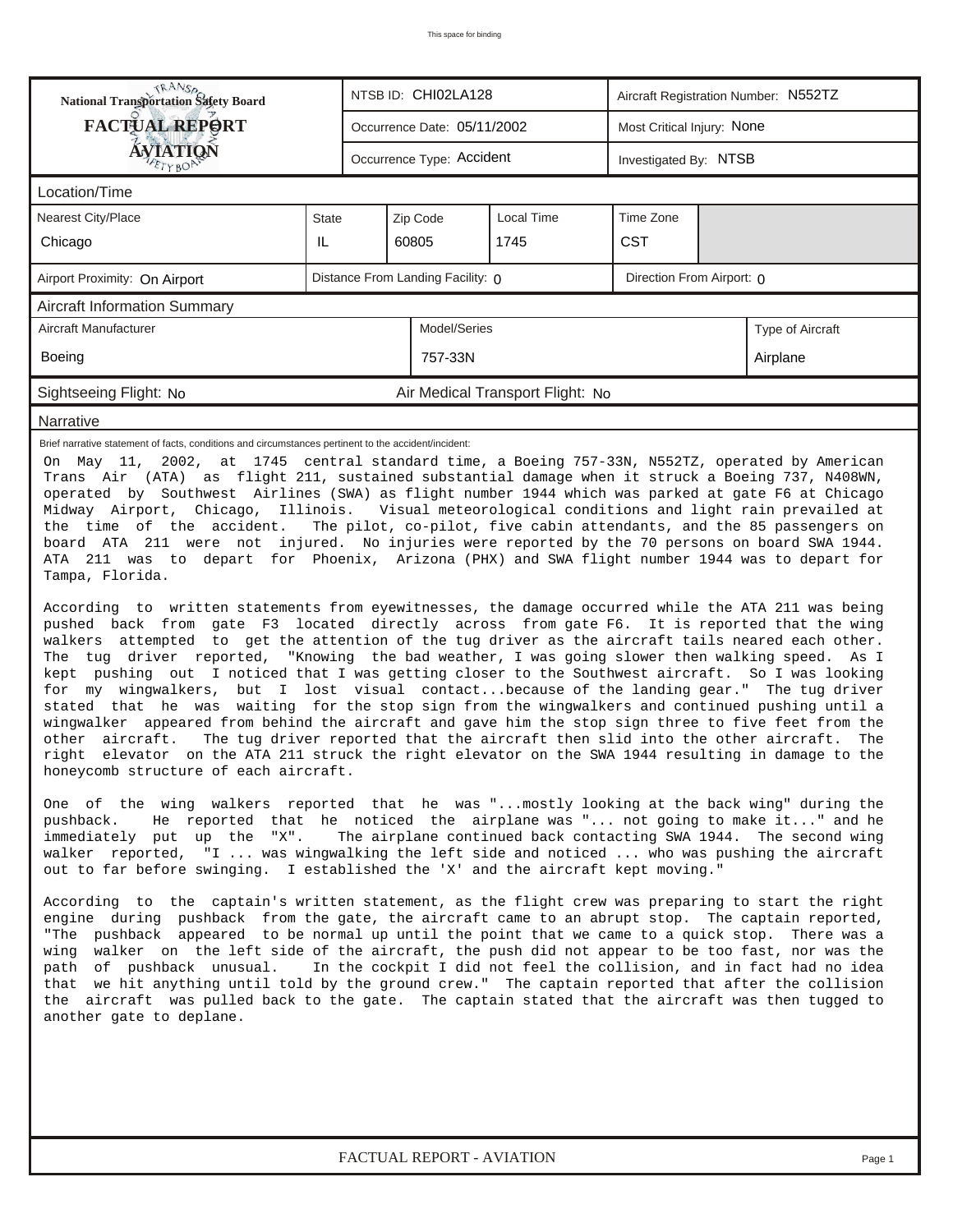# National Transportation Safety Board
## FACTUAL REPORT
## AVIATION

| NTSB ID: CHI02LA128 | Aircraft Registration Number: N552TZ |
|---|---|
| Occurrence Date: 05/11/2002 | Most Critical Injury: None |
| Occurrence Type: Accident | Investigated By: NTSB |

### Location/Time

| Nearest City/Place | State | Zip Code | Local Time | Time Zone |
|---|---|---|---|---|
| Chicago | IL | 60805 | 1745 | CST |

Airport Proximity: On Airport | Distance From Landing Facility: 0 | Direction From Airport: 0

### Aircraft Information Summary

| Aircraft Manufacturer | Model/Series | Type of Aircraft |
|---|---|---|
| Boeing | 757-33N | Airplane |

Sightseeing Flight: No | Air Medical Transport Flight: No

### Narrative

Brief narrative statement of facts, conditions and circumstances pertinent to the accident/incident:

On May 11, 2002, at 1745 central standard time, a Boeing 757-33N, N552TZ, operated by American Trans Air (ATA) as flight 211, sustained substantial damage when it struck a Boeing 737, N408WN, operated by Southwest Airlines (SWA) as flight number 1944 which was parked at gate F6 at Chicago Midway Airport, Chicago, Illinois. Visual meteorological conditions and light rain prevailed at the time of the accident. The pilot, co-pilot, five cabin attendants, and the 85 passengers on board ATA 211 were not injured. No injuries were reported by the 70 persons on board SWA 1944. ATA 211 was to depart for Phoenix, Arizona (PHX) and SWA flight number 1944 was to depart for Tampa, Florida.

According to written statements from eyewitnesses, the damage occurred while the ATA 211 was being pushed back from gate F3 located directly across from gate F6. It is reported that the wing walkers attempted to get the attention of the tug driver as the aircraft tails neared each other. The tug driver reported, "Knowing the bad weather, I was going slower then walking speed. As I kept pushing out I noticed that I was getting closer to the Southwest aircraft. So I was looking for my wingwalkers, but I lost visual contact...because of the landing gear." The tug driver stated that he was waiting for the stop sign from the wingwalkers and continued pushing until a wingwalker appeared from behind the aircraft and gave him the stop sign three to five feet from the other aircraft. The tug driver reported that the aircraft then slid into the other aircraft. The right elevator on the ATA 211 struck the right elevator on the SWA 1944 resulting in damage to the honeycomb structure of each aircraft.

One of the wing walkers reported that he was "...mostly looking at the back wing" during the pushback. He reported that he noticed the airplane was "... not going to make it..." and he immediately put up the "X". The airplane continued back contacting SWA 1944. The second wing walker reported, "I ... was wingwalking the left side and noticed ... who was pushing the aircraft out to far before swinging. I established the 'X' and the aircraft kept moving."

According to the captain's written statement, as the flight crew was preparing to start the right engine during pushback from the gate, the aircraft came to an abrupt stop. The captain reported, "The pushback appeared to be normal up until the point that we came to a quick stop. There was a wing walker on the left side of the aircraft, the push did not appear to be too fast, nor was the path of pushback unusual. In the cockpit I did not feel the collision, and in fact had no idea that we hit anything until told by the ground crew." The captain reported that after the collision the aircraft was pulled back to the gate. The captain stated that the aircraft was then tugged to another gate to deplane.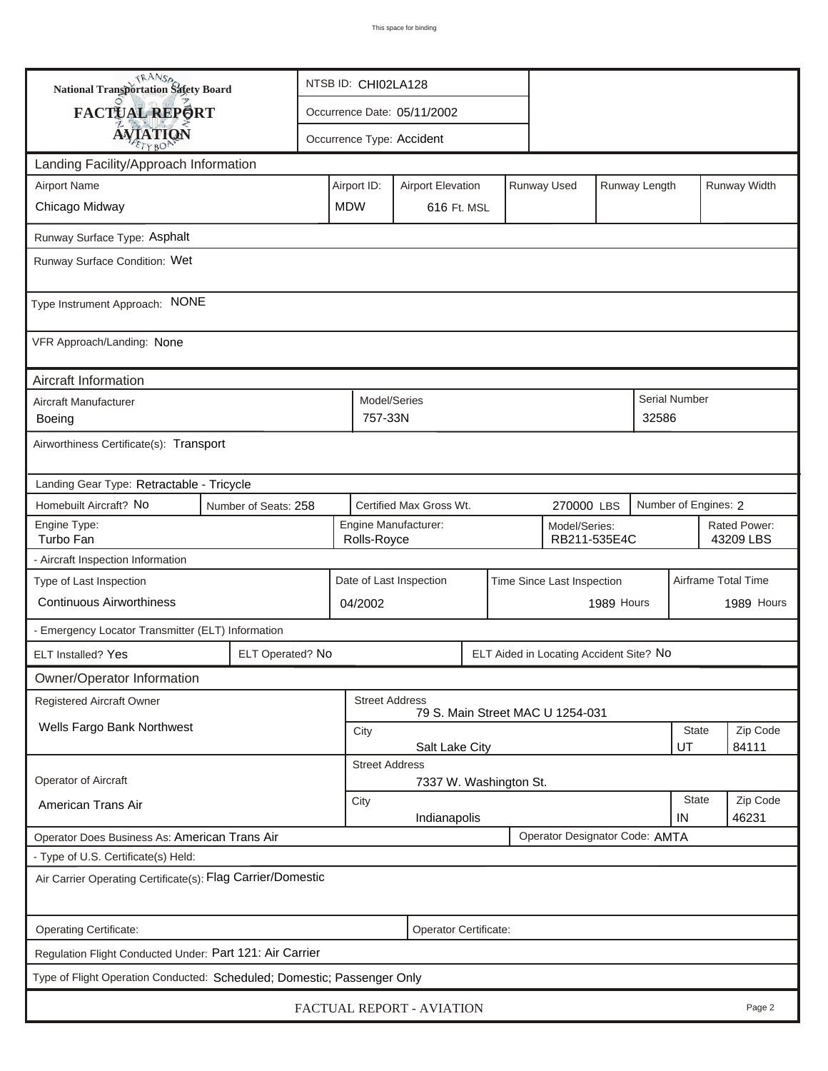This space for binding

| National Transportation Safety Board FACTUAL REPORT AVIATION | NTSB ID: CHI02LA128 |
|---|---|
| | Occurrence Date: 05/11/2002 |
| | Occurrence Type: Accident |

## Landing Facility/Approach Information

| Airport Name | Airport ID: | Airport Elevation | Runway Used | Runway Length | Runway Width |
|---|---|---|---|---|---|
| Chicago Midway | MDW | 616 Ft. MSL | | | |

Runway Surface Type: Asphalt

Runway Surface Condition: Wet

Type Instrument Approach: NONE

VFR Approach/Landing: None

## Aircraft Information

| Aircraft Manufacturer | Model/Series | Serial Number |
|---|---|---|
| Boeing | 757-33N | 32586 |

Airworthiness Certificate(s): Transport

Landing Gear Type: Retractable - Tricycle

| Homebuilt Aircraft? No | Number of Seats: 258 | Certified Max Gross Wt. 270000 LBS | Number of Engines: 2 |
|---|---|---|---|

| Engine Type: | Engine Manufacturer: | Model/Series: | Rated Power: |
|---|---|---|---|
| Turbo Fan | Rolls-Royce | RB211-535E4C | 43209 LBS |

- Aircraft Inspection Information

| Type of Last Inspection | Date of Last Inspection | Time Since Last Inspection | Airframe Total Time |
|---|---|---|---|
| Continuous Airworthiness | 04/2002 | 1989 Hours | 1989 Hours |

- Emergency Locator Transmitter (ELT) Information

| ELT Installed? Yes | ELT Operated? No | ELT Aided in Locating Accident Site? No |
|---|---|---|

## Owner/Operator Information

| Registered Aircraft Owner | Street Address | | |
|---|---|---|---|
| Wells Fargo Bank Northwest | 79 S. Main Street MAC U 1254-031 | | |
| | City | State | Zip Code |
| | Salt Lake City | UT | 84111 |

| Operator of Aircraft | Street Address | | |
|---|---|---|---|
| American Trans Air | 7337 W. Washington St. | | |
| | City | State | Zip Code |
| | Indianapolis | IN | 46231 |

Operator Does Business As: American Trans Air

Operator Designator Code: AMTA

- Type of U.S. Certificate(s) Held:

Air Carrier Operating Certificate(s): Flag Carrier/Domestic

Operating Certificate:

Operator Certificate:

Regulation Flight Conducted Under: Part 121: Air Carrier

Type of Flight Operation Conducted: Scheduled; Domestic; Passenger Only

FACTUAL REPORT - AVIATION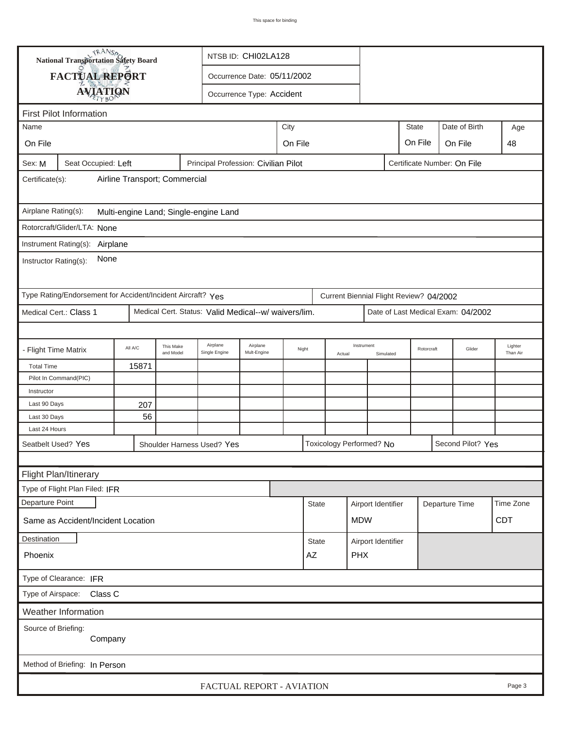National Transportation Safety Board

# FACTUAL REPORT
## AVIATION

NTSB ID: CHI02LA128

Occurrence Date: 05/11/2002

Occurrence Type: Accident

### First Pilot Information

| Name | City | State | Date of Birth | Age |
|---|---|---|---|---|
| On File | On File | On File | On File | 48 |

Sex: M | Seat Occupied: Left | Principal Profession: Civilian Pilot | Certificate Number: On File

Certificate(s): Airline Transport; Commercial

Airplane Rating(s): Multi-engine Land; Single-engine Land

Rotorcraft/Glider/LTA: None

Instrument Rating(s): Airplane

Instructor Rating(s): None

Type Rating/Endorsement for Accident/Incident Aircraft? Yes

Current Biennial Flight Review? 04/2002

Medical Cert.: Class 1 | Medical Cert. Status: Valid Medical--w/ waivers/lim. | Date of Last Medical Exam: 04/2002

| - Flight Time Matrix | All A/C | This Make and Model | Airplane Single Engine | Airplane Mult-Engine | Night | Instrument Actual | Instrument Simulated | Rotorcraft | Glider | Lighter Than Air |
|---|---|---|---|---|---|---|---|---|---|---|
| Total Time | 15871 | | | | | | | | | |
| Pilot In Command(PIC) | | | | | | | | | | |
| Instructor | | | | | | | | | | |
| Last 90 Days | 207 | | | | | | | | | |
| Last 30 Days | 56 | | | | | | | | | |
| Last 24 Hours | | | | | | | | | | |

Seatbelt Used? Yes | Shoulder Harness Used? Yes | Toxicology Performed? No | Second Pilot? Yes

### Flight Plan/Itinerary

Type of Flight Plan Filed: IFR

| Departure Point | State | Airport Identifier | Departure Time | Time Zone |
|---|---|---|---|---|
| Same as Accident/Incident Location | | MDW | | CDT |

| Destination | State | Airport Identifier |
|---|---|---|
| Phoenix | AZ | PHX |

Type of Clearance: IFR

Type of Airspace: Class C

### Weather Information

Source of Briefing: Company

Method of Briefing: In Person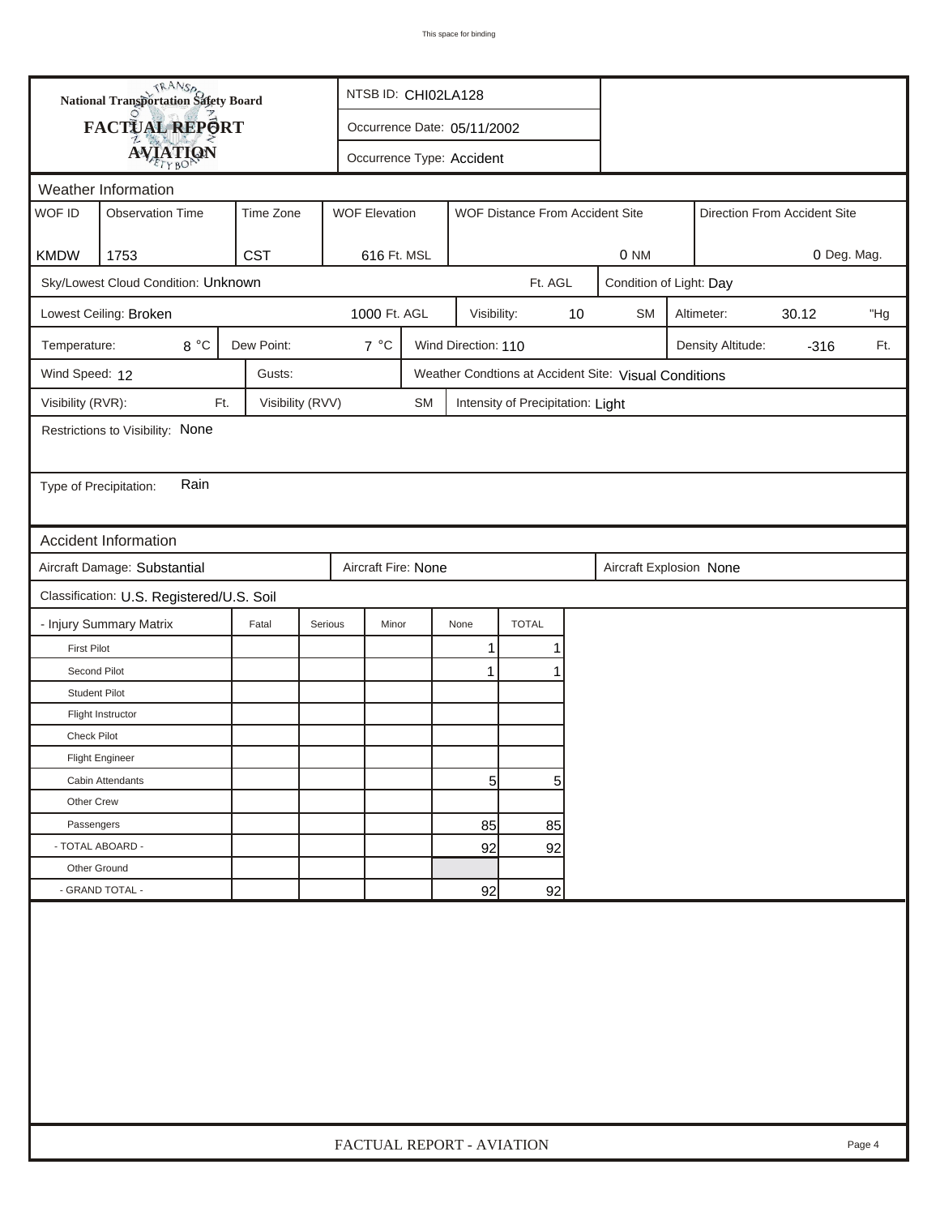This space for binding

**National Transportation Safety Board**
**FACTUAL REPORT**
**AVIATION**

NTSB ID: CHI02LA128

Occurrence Date: 05/11/2002

Occurrence Type: Accident

## Weather Information

| WOF ID | Observation Time | Time Zone | WOF Elevation | WOF Distance From Accident Site | Direction From Accident Site |
|---|---|---|---|---|---|
| KMDW | 1753 | CST | 616 Ft. MSL | 0 NM | 0 Deg. Mag. |

Sky/Lowest Cloud Condition: Unknown — Ft. AGL

Condition of Light: Day

Lowest Ceiling: Broken — 1000 Ft. AGL

Visibility: 10 SM

Altimeter: 30.12 "Hg

Temperature: 8 °C

Dew Point: 7 °C

Wind Direction: 110

Density Altitude: -316 Ft.

Wind Speed: 12

Gusts:

Weather Condtions at Accident Site: Visual Conditions

Visibility (RVR): Ft.

Visibility (RVV): SM

Intensity of Precipitation: Light

Restrictions to Visibility: None

Type of Precipitation: Rain

## Accident Information

Aircraft Damage: Substantial

Aircraft Fire: None

Aircraft Explosion None

Classification: U.S. Registered/U.S. Soil

| - Injury Summary Matrix | Fatal | Serious | Minor | None | TOTAL |
|---|---|---|---|---|---|
| First Pilot | | | | 1 | 1 |
| Second Pilot | | | | 1 | 1 |
| Student Pilot | | | | | |
| Flight Instructor | | | | | |
| Check Pilot | | | | | |
| Flight Engineer | | | | | |
| Cabin Attendants | | | | 5 | 5 |
| Other Crew | | | | | |
| Passengers | | | | 85 | 85 |
| - TOTAL ABOARD - | | | | 92 | 92 |
| Other Ground | | | | | |
| - GRAND TOTAL - | | | | 92 | 92 |

FACTUAL REPORT - AVIATION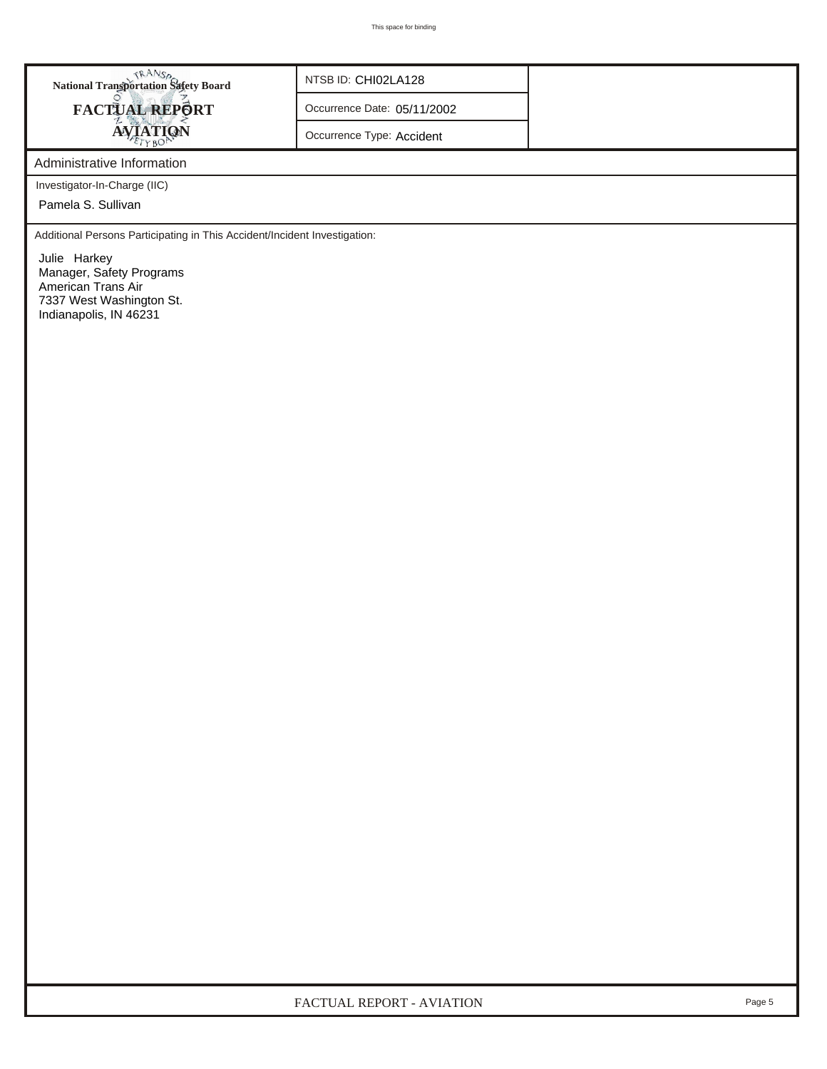National Transportation Safety Board

**FACTUAL REPORT**

**AVIATION**

| | |
|---|---|
| NTSB ID: CHI02LA128 | |
| Occurrence Date: 05/11/2002 | |
| Occurrence Type: Accident | |

## Administrative Information

Investigator-In-Charge (IIC)

Pamela S. Sullivan

Additional Persons Participating in This Accident/Incident Investigation:

Julie Harkey
Manager, Safety Programs
American Trans Air
7337 West Washington St.
Indianapolis, IN 46231